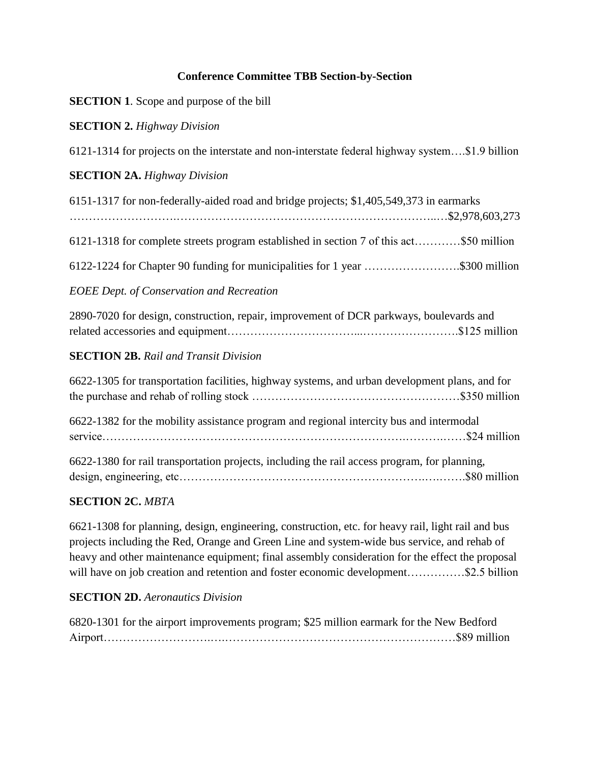# Conference Committee TBB Section-by-Section

**SECTION 1**. Scope and purpose of the bill

**SECTION 2.** *Highway Division*

6121-1314 for projects on the interstate and non-interstate federal highway system….$1.9 billion

**SECTION 2A.** *Highway Division*

6151-1317 for non-federally-aided road and bridge projects; $1,405,549,373 in earmarks ……………………….……………………………………………………..…$2,978,603,273

6121-1318 for complete streets program established in section 7 of this act…………$50 million

6122-1224 for Chapter 90 funding for municipalities for 1 year …………………….$300 million

*EOEE Dept. of Conservation and Recreation*

2890-7020 for design, construction, repair, improvement of DCR parkways, boulevards and related accessories and equipment…………………………...…………………….$125 million

**SECTION 2B.** *Rail and Transit Division*

6622-1305 for transportation facilities, highway systems, and urban development plans, and for the purchase and rehab of rolling stock ……………………………………………$350 million

6622-1382 for the mobility assistance program and regional intercity bus and intermodal service……………………………………………………………….………..……$24 million

6622-1380 for rail transportation projects, including the rail access program, for planning, design, engineering, etc……………………………………………………….….…….$80 million

**SECTION 2C.** *MBTA*

6621-1308 for planning, design, engineering, construction, etc. for heavy rail, light rail and bus projects including the Red, Orange and Green Line and system-wide bus service, and rehab of heavy and other maintenance equipment; final assembly consideration for the effect the proposal will have on job creation and retention and foster economic development……………$2.5 billion

**SECTION 2D.** *Aeronautics Division*

6820-1301 for the airport improvements program; $25 million earmark for the New Bedford Airport……………………..…………………………………………………$89 million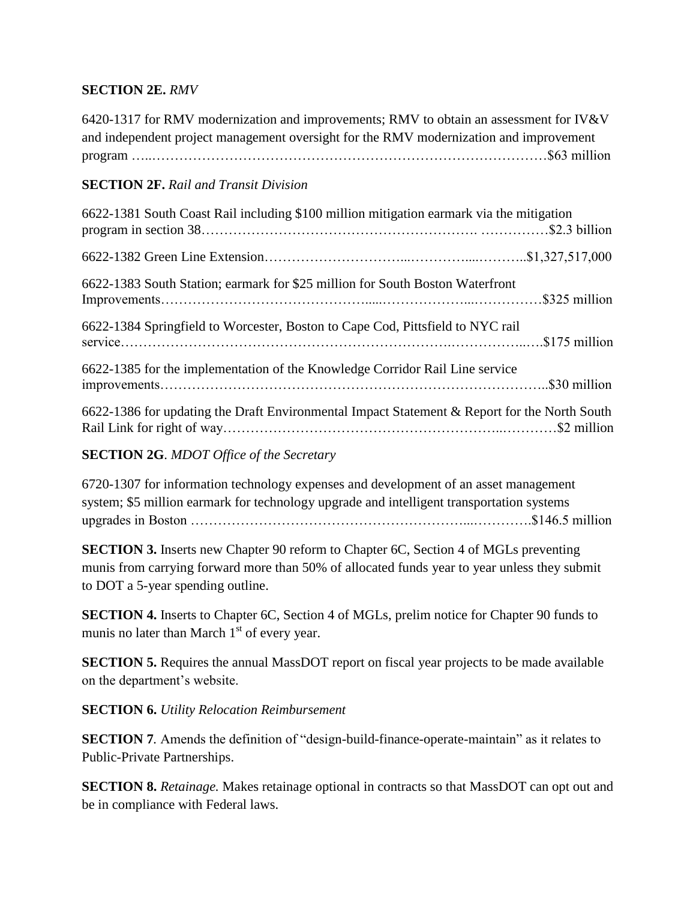**SECTION 2E.** *RMV*

6420-1317 for RMV modernization and improvements; RMV to obtain an assessment for IV&V and independent project management oversight for the RMV modernization and improvement program …..……………………………………………………………………………$63 million

**SECTION 2F.** *Rail and Transit Division*

6622-1381 South Coast Rail including $100 million mitigation earmark via the mitigation program in section 38…………………………………………………. ……………$2.3 billion

6622-1382 Green Line Extension………………………...…………....………..$1,327,517,000

6622-1383 South Station; earmark for $25 million for South Boston Waterfront Improvements……………………………………......………………...……………$325 million

6622-1384 Springfield to Worcester, Boston to Cape Cod, Pittsfield to NYC rail service……………………………………………………………….……………..….$175 million

6622-1385 for the implementation of the Knowledge Corridor Rail Line service improvements………………………………………………………………………..$30 million

6622-1386 for updating the Draft Environmental Impact Statement & Report for the North South Rail Link for right of way…………………………………………………..…………$2 million

**SECTION 2G**. *MDOT Office of the Secretary*

6720-1307 for information technology expenses and development of an asset management system; $5 million earmark for technology upgrade and intelligent transportation systems upgrades in Boston …………………………………………………...………….$146.5 million

**SECTION 3.** Inserts new Chapter 90 reform to Chapter 6C, Section 4 of MGLs preventing munis from carrying forward more than 50% of allocated funds year to year unless they submit to DOT a 5-year spending outline.

**SECTION 4.** Inserts to Chapter 6C, Section 4 of MGLs, prelim notice for Chapter 90 funds to munis no later than March 1st of every year.

**SECTION 5.** Requires the annual MassDOT report on fiscal year projects to be made available on the department's website.

**SECTION 6.** *Utility Relocation Reimbursement*

**SECTION 7**. Amends the definition of "design-build-finance-operate-maintain" as it relates to Public-Private Partnerships.

**SECTION 8.** *Retainage.* Makes retainage optional in contracts so that MassDOT can opt out and be in compliance with Federal laws.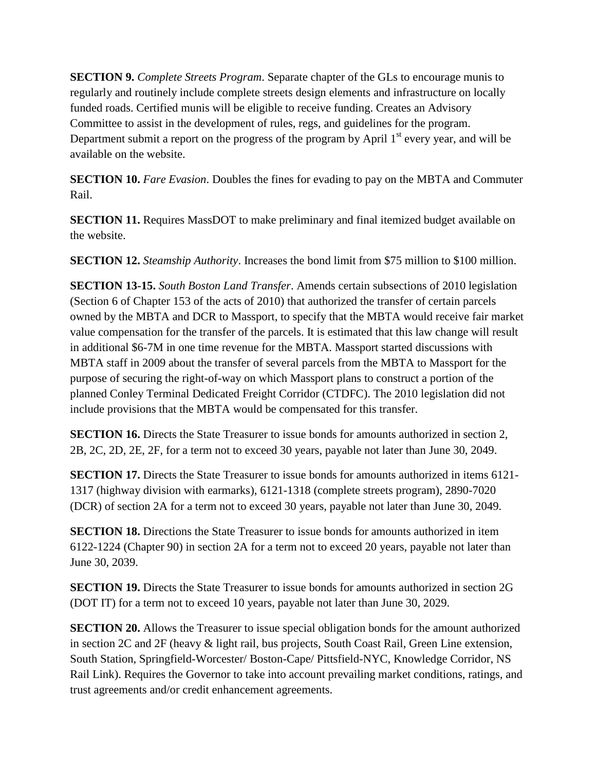**SECTION 9.** *Complete Streets Program*. Separate chapter of the GLs to encourage munis to regularly and routinely include complete streets design elements and infrastructure on locally funded roads. Certified munis will be eligible to receive funding. Creates an Advisory Committee to assist in the development of rules, regs, and guidelines for the program. Department submit a report on the progress of the program by April 1st every year, and will be available on the website.

**SECTION 10.** *Fare Evasion*. Doubles the fines for evading to pay on the MBTA and Commuter Rail.

**SECTION 11.** Requires MassDOT to make preliminary and final itemized budget available on the website.

**SECTION 12.** *Steamship Authority*. Increases the bond limit from $75 million to $100 million.

**SECTION 13-15.** *South Boston Land Transfer*. Amends certain subsections of 2010 legislation (Section 6 of Chapter 153 of the acts of 2010) that authorized the transfer of certain parcels owned by the MBTA and DCR to Massport, to specify that the MBTA would receive fair market value compensation for the transfer of the parcels. It is estimated that this law change will result in additional $6-7M in one time revenue for the MBTA. Massport started discussions with MBTA staff in 2009 about the transfer of several parcels from the MBTA to Massport for the purpose of securing the right-of-way on which Massport plans to construct a portion of the planned Conley Terminal Dedicated Freight Corridor (CTDFC). The 2010 legislation did not include provisions that the MBTA would be compensated for this transfer.

**SECTION 16.** Directs the State Treasurer to issue bonds for amounts authorized in section 2, 2B, 2C, 2D, 2E, 2F, for a term not to exceed 30 years, payable not later than June 30, 2049.

**SECTION 17.** Directs the State Treasurer to issue bonds for amounts authorized in items 6121-1317 (highway division with earmarks), 6121-1318 (complete streets program), 2890-7020 (DCR) of section 2A for a term not to exceed 30 years, payable not later than June 30, 2049.

**SECTION 18.** Directions the State Treasurer to issue bonds for amounts authorized in item 6122-1224 (Chapter 90) in section 2A for a term not to exceed 20 years, payable not later than June 30, 2039.

**SECTION 19.** Directs the State Treasurer to issue bonds for amounts authorized in section 2G (DOT IT) for a term not to exceed 10 years, payable not later than June 30, 2029.

**SECTION 20.** Allows the Treasurer to issue special obligation bonds for the amount authorized in section 2C and 2F (heavy & light rail, bus projects, South Coast Rail, Green Line extension, South Station, Springfield-Worcester/ Boston-Cape/ Pittsfield-NYC, Knowledge Corridor, NS Rail Link). Requires the Governor to take into account prevailing market conditions, ratings, and trust agreements and/or credit enhancement agreements.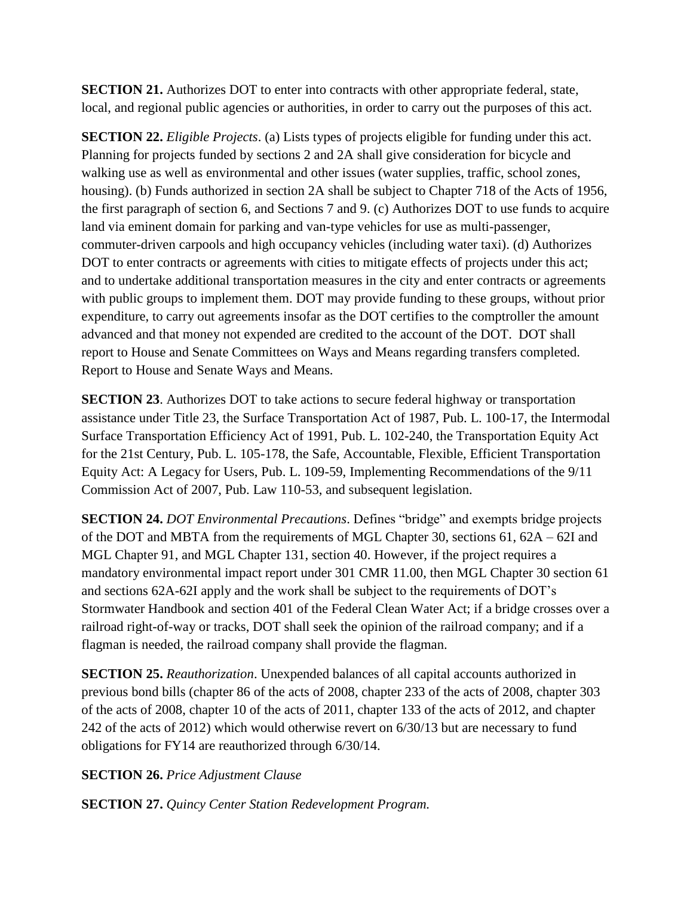**SECTION 21.** Authorizes DOT to enter into contracts with other appropriate federal, state, local, and regional public agencies or authorities, in order to carry out the purposes of this act.

**SECTION 22.** *Eligible Projects*. (a) Lists types of projects eligible for funding under this act. Planning for projects funded by sections 2 and 2A shall give consideration for bicycle and walking use as well as environmental and other issues (water supplies, traffic, school zones, housing). (b) Funds authorized in section 2A shall be subject to Chapter 718 of the Acts of 1956, the first paragraph of section 6, and Sections 7 and 9. (c) Authorizes DOT to use funds to acquire land via eminent domain for parking and van-type vehicles for use as multi-passenger, commuter-driven carpools and high occupancy vehicles (including water taxi). (d) Authorizes DOT to enter contracts or agreements with cities to mitigate effects of projects under this act; and to undertake additional transportation measures in the city and enter contracts or agreements with public groups to implement them. DOT may provide funding to these groups, without prior expenditure, to carry out agreements insofar as the DOT certifies to the comptroller the amount advanced and that money not expended are credited to the account of the DOT. DOT shall report to House and Senate Committees on Ways and Means regarding transfers completed. Report to House and Senate Ways and Means.

**SECTION 23**. Authorizes DOT to take actions to secure federal highway or transportation assistance under Title 23, the Surface Transportation Act of 1987, Pub. L. 100-17, the Intermodal Surface Transportation Efficiency Act of 1991, Pub. L. 102-240, the Transportation Equity Act for the 21st Century, Pub. L. 105-178, the Safe, Accountable, Flexible, Efficient Transportation Equity Act: A Legacy for Users, Pub. L. 109-59, Implementing Recommendations of the 9/11 Commission Act of 2007, Pub. Law 110-53, and subsequent legislation.

**SECTION 24.** *DOT Environmental Precautions*. Defines "bridge" and exempts bridge projects of the DOT and MBTA from the requirements of MGL Chapter 30, sections 61, 62A – 62I and MGL Chapter 91, and MGL Chapter 131, section 40. However, if the project requires a mandatory environmental impact report under 301 CMR 11.00, then MGL Chapter 30 section 61 and sections 62A-62I apply and the work shall be subject to the requirements of DOT's Stormwater Handbook and section 401 of the Federal Clean Water Act; if a bridge crosses over a railroad right-of-way or tracks, DOT shall seek the opinion of the railroad company; and if a flagman is needed, the railroad company shall provide the flagman.

**SECTION 25.** *Reauthorization*. Unexpended balances of all capital accounts authorized in previous bond bills (chapter 86 of the acts of 2008, chapter 233 of the acts of 2008, chapter 303 of the acts of 2008, chapter 10 of the acts of 2011, chapter 133 of the acts of 2012, and chapter 242 of the acts of 2012) which would otherwise revert on 6/30/13 but are necessary to fund obligations for FY14 are reauthorized through 6/30/14.

**SECTION 26.** *Price Adjustment Clause*

**SECTION 27.** *Quincy Center Station Redevelopment Program.*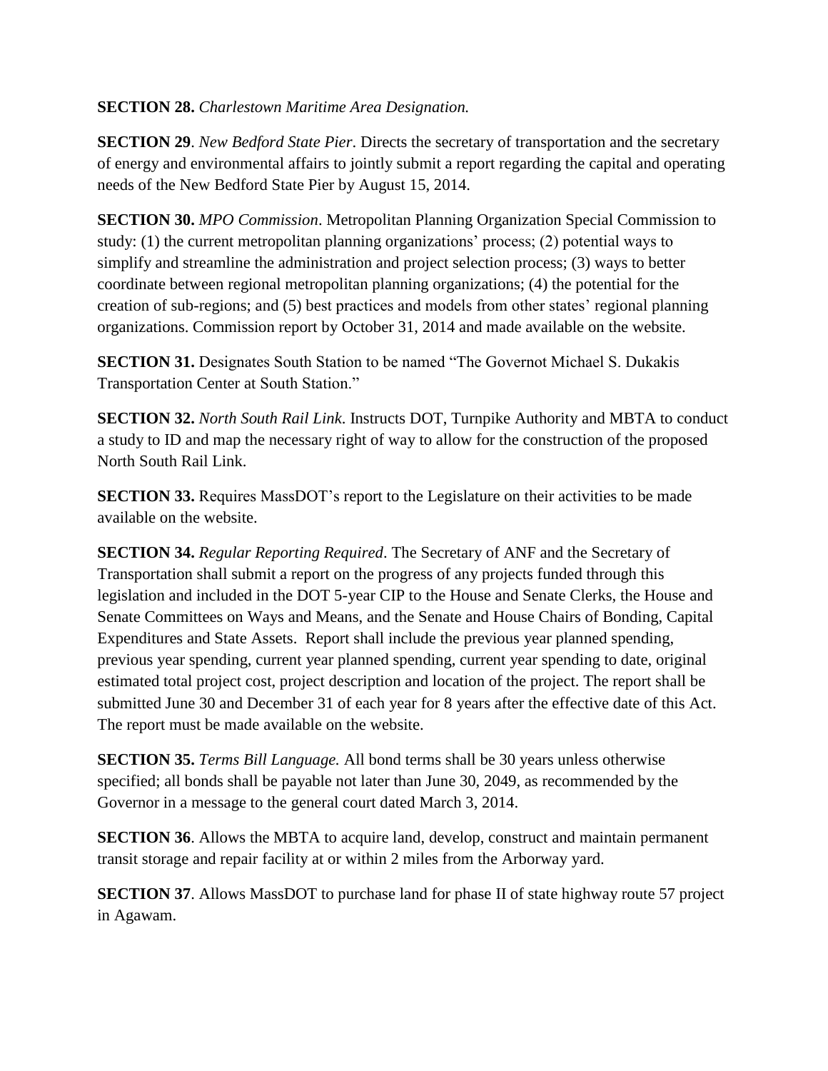**SECTION 28.** *Charlestown Maritime Area Designation.*

**SECTION 29**. *New Bedford State Pier*. Directs the secretary of transportation and the secretary of energy and environmental affairs to jointly submit a report regarding the capital and operating needs of the New Bedford State Pier by August 15, 2014.

**SECTION 30.** *MPO Commission*. Metropolitan Planning Organization Special Commission to study: (1) the current metropolitan planning organizations' process; (2) potential ways to simplify and streamline the administration and project selection process; (3) ways to better coordinate between regional metropolitan planning organizations; (4) the potential for the creation of sub-regions; and (5) best practices and models from other states' regional planning organizations. Commission report by October 31, 2014 and made available on the website.

**SECTION 31.** Designates South Station to be named "The Governot Michael S. Dukakis Transportation Center at South Station."

**SECTION 32.** *North South Rail Link*. Instructs DOT, Turnpike Authority and MBTA to conduct a study to ID and map the necessary right of way to allow for the construction of the proposed North South Rail Link.

**SECTION 33.** Requires MassDOT's report to the Legislature on their activities to be made available on the website.

**SECTION 34.** *Regular Reporting Required*. The Secretary of ANF and the Secretary of Transportation shall submit a report on the progress of any projects funded through this legislation and included in the DOT 5-year CIP to the House and Senate Clerks, the House and Senate Committees on Ways and Means, and the Senate and House Chairs of Bonding, Capital Expenditures and State Assets. Report shall include the previous year planned spending, previous year spending, current year planned spending, current year spending to date, original estimated total project cost, project description and location of the project. The report shall be submitted June 30 and December 31 of each year for 8 years after the effective date of this Act. The report must be made available on the website.

**SECTION 35.** *Terms Bill Language.* All bond terms shall be 30 years unless otherwise specified; all bonds shall be payable not later than June 30, 2049, as recommended by the Governor in a message to the general court dated March 3, 2014.

**SECTION 36**. Allows the MBTA to acquire land, develop, construct and maintain permanent transit storage and repair facility at or within 2 miles from the Arborway yard.

**SECTION 37**. Allows MassDOT to purchase land for phase II of state highway route 57 project in Agawam.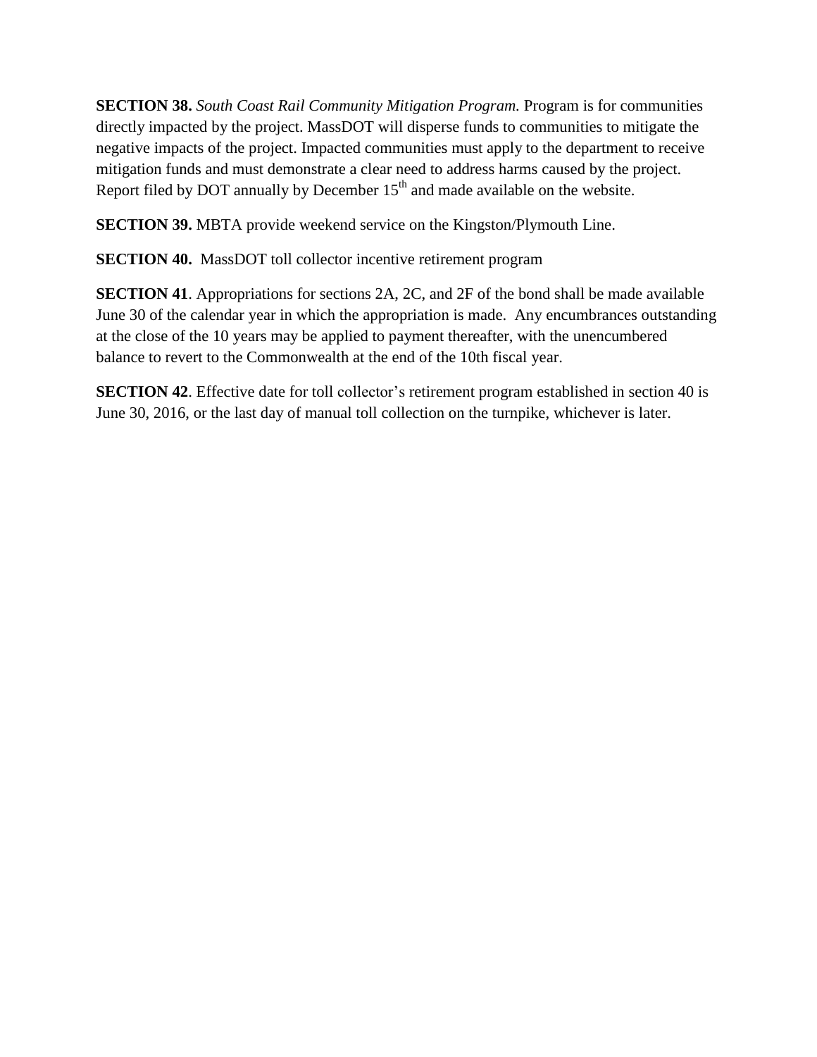**SECTION 38.** *South Coast Rail Community Mitigation Program.* Program is for communities directly impacted by the project. MassDOT will disperse funds to communities to mitigate the negative impacts of the project. Impacted communities must apply to the department to receive mitigation funds and must demonstrate a clear need to address harms caused by the project. Report filed by DOT annually by December 15th and made available on the website.

**SECTION 39.** MBTA provide weekend service on the Kingston/Plymouth Line.

**SECTION 40.** MassDOT toll collector incentive retirement program

**SECTION 41**. Appropriations for sections 2A, 2C, and 2F of the bond shall be made available June 30 of the calendar year in which the appropriation is made. Any encumbrances outstanding at the close of the 10 years may be applied to payment thereafter, with the unencumbered balance to revert to the Commonwealth at the end of the 10th fiscal year.

**SECTION 42**. Effective date for toll collector's retirement program established in section 40 is June 30, 2016, or the last day of manual toll collection on the turnpike, whichever is later.